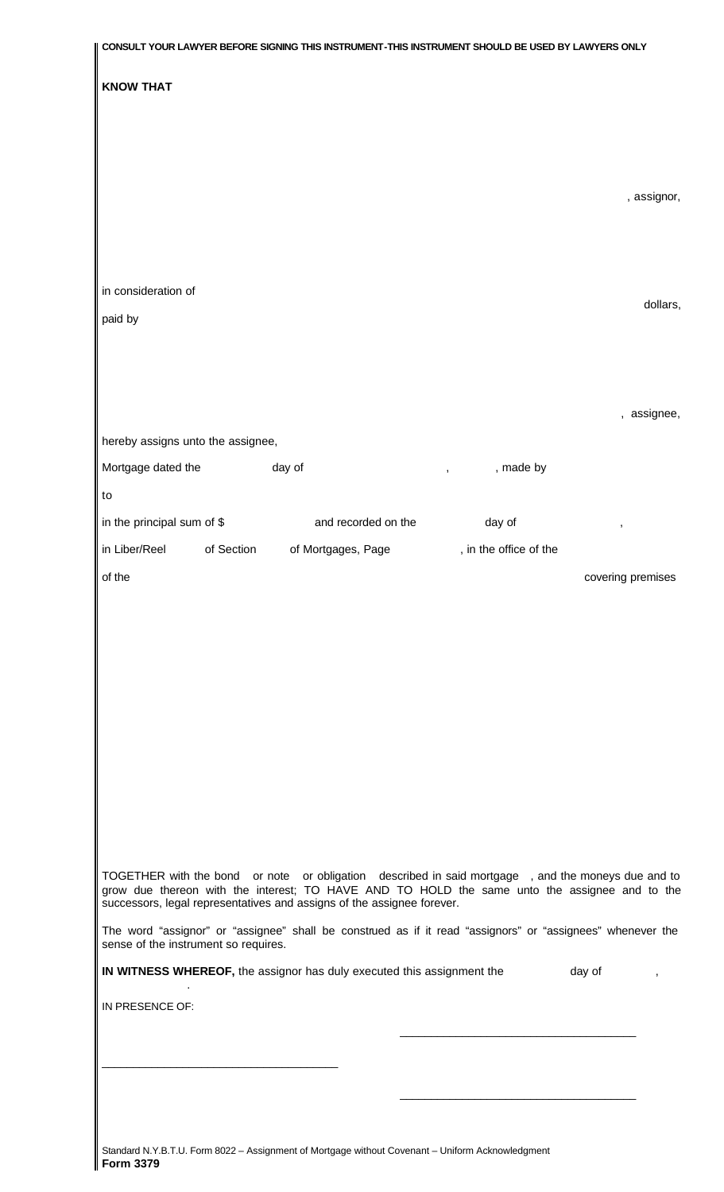**CONSULT YOUR LAWYER BEFORE SIGNING THIS INSTRUMENT-THIS INSTRUMENT SHOULD BE USED BY LAWYERS ONLY**

**KNOW THAT**

, assignor,

in consideration of

dollars,

paid by

, assignee,

hereby assigns unto the assignee,

Mortgage dated the day of , , made by

to

in the principal sum of $ and recorded on the day of ,

in Liber/Reel of Section of Mortgages, Page , in the office of the

of the covering premises

TOGETHER with the bond or note or obligation described in said mortgage , and the moneys due and to grow due thereon with the interest; TO HAVE AND TO HOLD the same unto the assignee and to the successors, legal representatives and assigns of the assignee forever.

The word "assignor" or "assignee" shall be construed as if it read "assignors" or "assignees" whenever the sense of the instrument so requires.

**IN WITNESS WHEREOF,** the assignor has duly executed this assignment the day of ,

.

IN PRESENCE OF:

\_\_\_\_\_\_\_\_\_\_\_\_\_\_\_\_\_\_\_\_\_\_\_\_\_\_\_\_\_\_\_\_\_\_\_\_

\_\_\_\_\_\_\_\_\_\_\_\_\_\_\_\_\_\_\_\_\_\_\_\_\_\_\_\_\_\_\_\_\_\_\_\_

\_\_\_\_\_\_\_\_\_\_\_\_\_\_\_\_\_\_\_\_\_\_\_\_\_\_\_\_\_\_\_\_\_\_\_\_

Standard N.Y.B.T.U. Form 8022 – Assignment of Mortgage without Covenant – Uniform Acknowledgment
**Form 3379**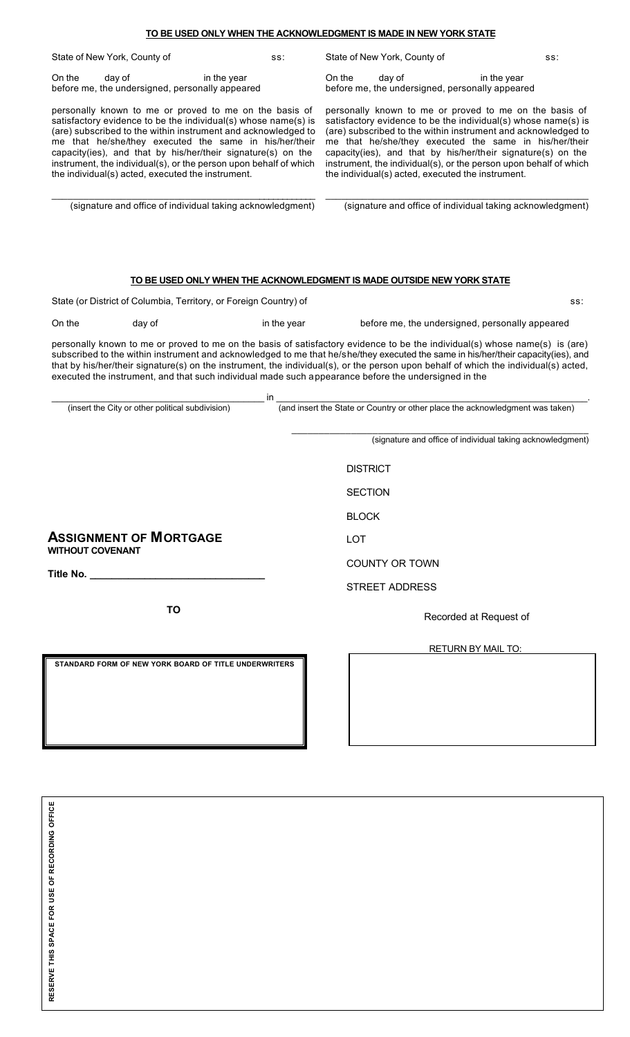**TO BE USED ONLY WHEN THE ACKNOWLEDGMENT IS MADE IN NEW YORK STATE**

State of New York, County of ss:

On the day of in the year
before me, the undersigned, personally appeared

personally known to me or proved to me on the basis of satisfactory evidence to be the individual(s) whose name(s) is (are) subscribed to the within instrument and acknowledged to me that he/she/they executed the same in his/her/their capacity(ies), and that by his/her/their signature(s) on the instrument, the individual(s), or the person upon behalf of which the individual(s) acted, executed the instrument.

\_\_\_\_\_\_\_\_\_\_\_\_\_\_\_\_\_\_\_\_\_\_\_\_\_\_\_\_\_\_\_\_\_\_\_\_\_\_\_\_\_\_\_\_\_\_\_\_\_\_
(signature and office of individual taking acknowledgment)

State of New York, County of ss:

On the day of in the year
before me, the undersigned, personally appeared

personally known to me or proved to me on the basis of satisfactory evidence to be the individual(s) whose name(s) is (are) subscribed to the within instrument and acknowledged to me that he/she/they executed the same in his/her/their capacity(ies), and that by his/her/their signature(s) on the instrument, the individual(s), or the person upon behalf of which the individual(s) acted, executed the instrument.

\_\_\_\_\_\_\_\_\_\_\_\_\_\_\_\_\_\_\_\_\_\_\_\_\_\_\_\_\_\_\_\_\_\_\_\_\_\_\_\_\_\_\_\_\_\_\_\_\_\_
(signature and office of individual taking acknowledgment)

**TO BE USED ONLY WHEN THE ACKNOWLEDGMENT IS MADE OUTSIDE NEW YORK STATE**

State (or District of Columbia, Territory, or Foreign Country) of ss:

On the day of in the year before me, the undersigned, personally appeared

personally known to me or proved to me on the basis of satisfactory evidence to be the individual(s) whose name(s) is (are) subscribed to the within instrument and acknowledged to me that he/she/they executed the same in his/her/their capacity(ies), and that by his/her/their signature(s) on the instrument, the individual(s), or the person upon behalf of which the individual(s) acted, executed the instrument, and that such individual made such appearance before the undersigned in the

\_\_\_\_\_\_\_\_\_\_\_\_\_\_\_\_\_\_\_\_\_\_\_\_\_\_\_\_\_\_\_\_\_\_\_\_\_\_\_\_ in \_\_\_\_\_\_\_\_\_\_\_\_\_\_\_\_\_\_\_\_\_\_\_\_\_\_\_\_\_\_\_\_\_\_\_\_\_\_\_\_\_\_\_\_\_\_\_\_\_\_\_\_\_\_\_\_\_\_\_\_.
(insert the City or other political subdivision) (and insert the State or Country or other place the acknowledgment was taken)

\_\_\_\_\_\_\_\_\_\_\_\_\_\_\_\_\_\_\_\_\_\_\_\_\_\_\_\_\_\_\_\_\_\_\_\_\_\_\_\_\_\_\_\_\_\_\_\_\_\_
(signature and office of individual taking acknowledgment)

## ASSIGNMENT OF MORTGAGE

**WITHOUT COVENANT**

**Title No.** \_\_\_\_\_\_\_\_\_\_\_\_\_\_\_\_\_\_\_\_\_\_\_\_\_\_\_\_\_\_\_\_

**TO**

**STANDARD FORM OF NEW YORK BOARD OF TITLE UNDERWRITERS**

DISTRICT

SECTION

BLOCK

LOT

COUNTY OR TOWN

STREET ADDRESS

Recorded at Request of

RETURN BY MAIL TO:

**RESERVE THIS SPACE FOR USE OF RECORDING OFFICE**